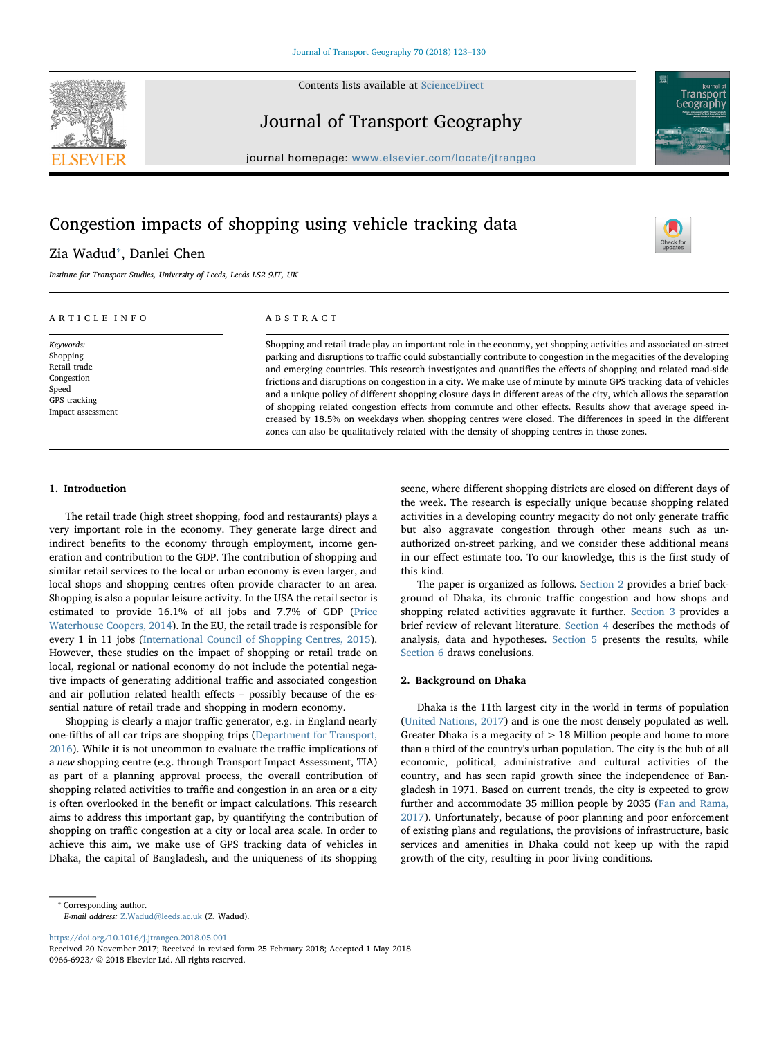# Congestion impacts of shopping using vehicle tracking data

Zia Wadud*, Danlei Chen

*Institute for Transport Studies, University of Leeds, Leeds LS2 9JT, UK*

**ARTICLE INFO**

*Keywords:*
Shopping
Retail trade
Congestion
Speed
GPS tracking
Impact assessment

**ABSTRACT**

Shopping and retail trade play an important role in the economy, yet shopping activities and associated on-street parking and disruptions to traffic could substantially contribute to congestion in the megacities of the developing and emerging countries. This research investigates and quantifies the effects of shopping and related road-side frictions and disruptions on congestion in a city. We make use of minute by minute GPS tracking data of vehicles and a unique policy of different shopping closure days in different areas of the city, which allows the separation of shopping related congestion effects from commute and other effects. Results show that average speed increased by 18.5% on weekdays when shopping centres were closed. The differences in speed in the different zones can also be qualitatively related with the density of shopping centres in those zones.

## 1. Introduction

The retail trade (high street shopping, food and restaurants) plays a very important role in the economy. They generate large direct and indirect benefits to the economy through employment, income generation and contribution to the GDP. The contribution of shopping and similar retail services to the local or urban economy is even larger, and local shops and shopping centres often provide character to an area. Shopping is also a popular leisure activity. In the USA the retail sector is estimated to provide 16.1% of all jobs and 7.7% of GDP (Price Waterhouse Coopers, 2014). In the EU, the retail trade is responsible for every 1 in 11 jobs (International Council of Shopping Centres, 2015). However, these studies on the impact of shopping or retail trade on local, regional or national economy do not include the potential negative impacts of generating additional traffic and associated congestion and air pollution related health effects – possibly because of the essential nature of retail trade and shopping in modern economy.

Shopping is clearly a major traffic generator, e.g. in England nearly one-fifths of all car trips are shopping trips (Department for Transport, 2016). While it is not uncommon to evaluate the traffic implications of a *new* shopping centre (e.g. through Transport Impact Assessment, TIA) as part of a planning approval process, the overall contribution of shopping related activities to traffic and congestion in an area or a city is often overlooked in the benefit or impact calculations. This research aims to address this important gap, by quantifying the contribution of shopping on traffic congestion at a city or local area scale. In order to achieve this aim, we make use of GPS tracking data of vehicles in Dhaka, the capital of Bangladesh, and the uniqueness of its shopping scene, where different shopping districts are closed on different days of the week. The research is especially unique because shopping related activities in a developing country megacity do not only generate traffic but also aggravate congestion through other means such as unauthorized on-street parking, and we consider these additional means in our effect estimate too. To our knowledge, this is the first study of this kind.

The paper is organized as follows. Section 2 provides a brief background of Dhaka, its chronic traffic congestion and how shops and shopping related activities aggravate it further. Section 3 provides a brief review of relevant literature. Section 4 describes the methods of analysis, data and hypotheses. Section 5 presents the results, while Section 6 draws conclusions.

## 2. Background on Dhaka

Dhaka is the 11th largest city in the world in terms of population (United Nations, 2017) and is one the most densely populated as well. Greater Dhaka is a megacity of > 18 Million people and home to more than a third of the country's urban population. The city is the hub of all economic, political, administrative and cultural activities of the country, and has seen rapid growth since the independence of Bangladesh in 1971. Based on current trends, the city is expected to grow further and accommodate 35 million people by 2035 (Fan and Rama, 2017). Unfortunately, because of poor planning and poor enforcement of existing plans and regulations, the provisions of infrastructure, basic services and amenities in Dhaka could not keep up with the rapid growth of the city, resulting in poor living conditions.

---

* Corresponding author.
*E-mail address:* Z.Wadud@leeds.ac.uk (Z. Wadud).

https://doi.org/10.1016/j.jtrangeo.2018.05.001
Received 20 November 2017; Received in revised form 25 February 2018; Accepted 1 May 2018
0966-6923/ © 2018 Elsevier Ltd. All rights reserved.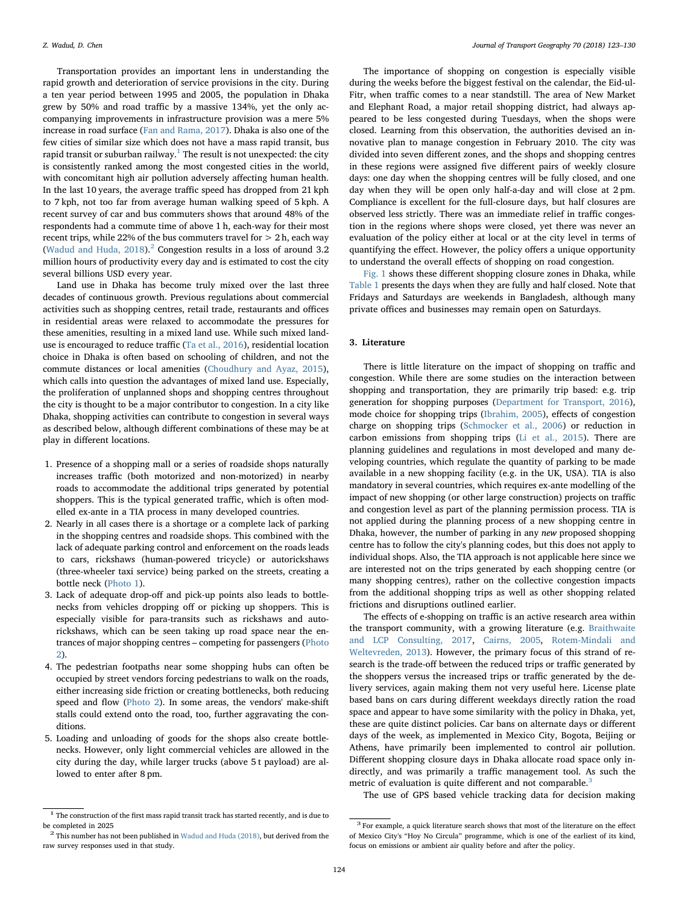Transportation provides an important lens in understanding the rapid growth and deterioration of service provisions in the city. During a ten year period between 1995 and 2005, the population in Dhaka grew by 50% and road traffic by a massive 134%, yet the only accompanying improvements in infrastructure provision was a mere 5% increase in road surface (Fan and Rama, 2017). Dhaka is also one of the few cities of similar size which does not have a mass rapid transit, bus rapid transit or suburban railway.[1] The result is not unexpected: the city is consistently ranked among the most congested cities in the world, with concomitant high air pollution adversely affecting human health. In the last 10 years, the average traffic speed has dropped from 21 kph to 7 kph, not too far from average human walking speed of 5 kph. A recent survey of car and bus commuters shows that around 48% of the respondents had a commute time of above 1 h, each-way for their most recent trips, while 22% of the bus commuters travel for > 2 h, each way (Wadud and Huda, 2018).[2] Congestion results in a loss of around 3.2 million hours of productivity every day and is estimated to cost the city several billions USD every year.

Land use in Dhaka has become truly mixed over the last three decades of continuous growth. Previous regulations about commercial activities such as shopping centres, retail trade, restaurants and offices in residential areas were relaxed to accommodate the pressures for these amenities, resulting in a mixed land use. While such mixed land-use is encouraged to reduce traffic (Ta et al., 2016), residential location choice in Dhaka is often based on schooling of children, and not the commute distances or local amenities (Choudhury and Ayaz, 2015), which calls into question the advantages of mixed land use. Especially, the proliferation of unplanned shops and shopping centres throughout the city is thought to be a major contributor to congestion. In a city like Dhaka, shopping activities can contribute to congestion in several ways as described below, although different combinations of these may be at play in different locations.

1. Presence of a shopping mall or a series of roadside shops naturally increases traffic (both motorized and non-motorized) in nearby roads to accommodate the additional trips generated by potential shoppers. This is the typical generated traffic, which is often modelled ex-ante in a TIA process in many developed countries.
2. Nearly in all cases there is a shortage or a complete lack of parking in the shopping centres and roadside shops. This combined with the lack of adequate parking control and enforcement on the roads leads to cars, rickshaws (human-powered tricycle) or autorickshaws (three-wheeler taxi service) being parked on the streets, creating a bottle neck (Photo 1).
3. Lack of adequate drop-off and pick-up points also leads to bottlenecks from vehicles dropping off or picking up shoppers. This is especially visible for para-transits such as rickshaws and autorickshaws, which can be seen taking up road space near the entrances of major shopping centres – competing for passengers (Photo 2).
4. The pedestrian footpaths near some shopping hubs can often be occupied by street vendors forcing pedestrians to walk on the roads, either increasing side friction or creating bottlenecks, both reducing speed and flow (Photo 2). In some areas, the vendors' make-shift stalls could extend onto the road, too, further aggravating the conditions.
5. Loading and unloading of goods for the shops also create bottlenecks. However, only light commercial vehicles are allowed in the city during the day, while larger trucks (above 5 t payload) are allowed to enter after 8 pm.

The importance of shopping on congestion is especially visible during the weeks before the biggest festival on the calendar, the Eid-ul-Fitr, when traffic comes to a near standstill. The area of New Market and Elephant Road, a major retail shopping district, had always appeared to be less congested during Tuesdays, when the shops were closed. Learning from this observation, the authorities devised an innovative plan to manage congestion in February 2010. The city was divided into seven different zones, and the shops and shopping centres in these regions were assigned five different pairs of weekly closure days: one day when the shopping centres will be fully closed, and one day when they will be open only half-a-day and will close at 2 pm. Compliance is excellent for the full-closure days, but half closures are observed less strictly. There was an immediate relief in traffic congestion in the regions where shops were closed, yet there was never an evaluation of the policy either at local or at the city level in terms of quantifying the effect. However, the policy offers a unique opportunity to understand the overall effects of shopping on road congestion.

Fig. 1 shows these different shopping closure zones in Dhaka, while Table 1 presents the days when they are fully and half closed. Note that Fridays and Saturdays are weekends in Bangladesh, although many private offices and businesses may remain open on Saturdays.

## 3. Literature

There is little literature on the impact of shopping on traffic and congestion. While there are some studies on the interaction between shopping and transportation, they are primarily trip based: e.g. trip generation for shopping purposes (Department for Transport, 2016), mode choice for shopping trips (Ibrahim, 2005), effects of congestion charge on shopping trips (Schmocker et al., 2006) or reduction in carbon emissions from shopping trips (Li et al., 2015). There are planning guidelines and regulations in most developed and many developing countries, which regulate the quantity of parking to be made available in a new shopping facility (e.g. in the UK, USA). TIA is also mandatory in several countries, which requires ex-ante modelling of the impact of new shopping (or other large construction) projects on traffic and congestion level as part of the planning permission process. TIA is not applied during the planning process of a new shopping centre in Dhaka, however, the number of parking in any *new* proposed shopping centre has to follow the city's planning codes, but this does not apply to individual shops. Also, the TIA approach is not applicable here since we are interested not on the trips generated by each shopping centre (or many shopping centres), rather on the collective congestion impacts from the additional shopping trips as well as other shopping related frictions and disruptions outlined earlier.

The effects of e-shopping on traffic is an active research area within the transport community, with a growing literature (e.g. Braithwaite and LCP Consulting, 2017, Cairns, 2005, Rotem-Mindali and Weltevreden, 2013). However, the primary focus of this strand of research is the trade-off between the reduced trips or traffic generated by the shoppers versus the increased trips or traffic generated by the delivery services, again making them not very useful here. License plate based bans on cars during different weekdays directly ration the road space and appear to have some similarity with the policy in Dhaka, yet, these are quite distinct policies. Car bans on alternate days or different days of the week, as implemented in Mexico City, Bogota, Beijing or Athens, have primarily been implemented to control air pollution. Different shopping closure days in Dhaka allocate road space only indirectly, and was primarily a traffic management tool. As such the metric of evaluation is quite different and not comparable.[3]

The use of GPS based vehicle tracking data for decision making

[1] The construction of the first mass rapid transit track has started recently, and is due to be completed in 2025

[2] This number has not been published in Wadud and Huda (2018), but derived from the raw survey responses used in that study.

[3] For example, a quick literature search shows that most of the literature on the effect of Mexico City's "Hoy No Circula" programme, which is one of the earliest of its kind, focus on emissions or ambient air quality before and after the policy.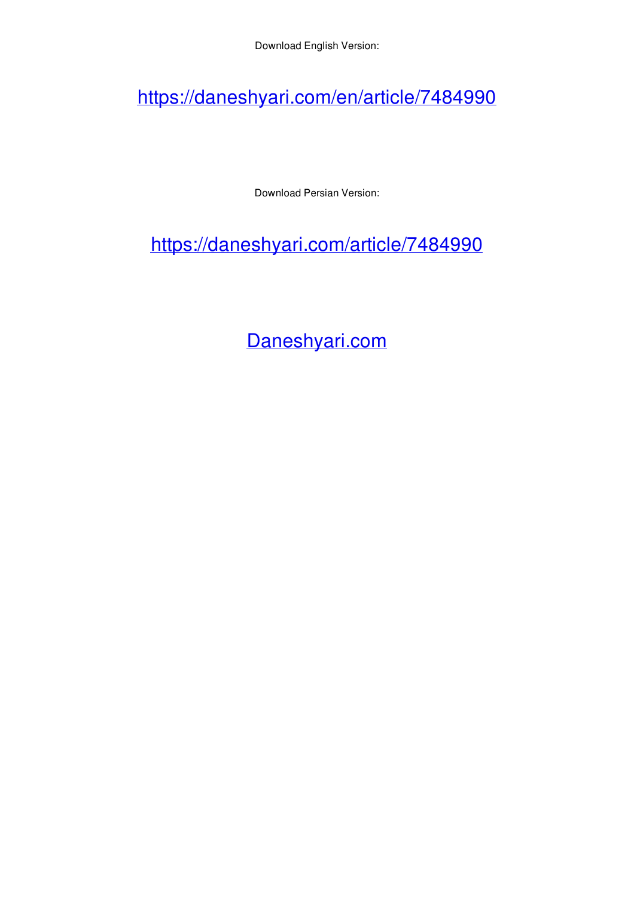Download English Version:

https://daneshyari.com/en/article/7484990

Download Persian Version:

https://daneshyari.com/article/7484990

Daneshyari.com